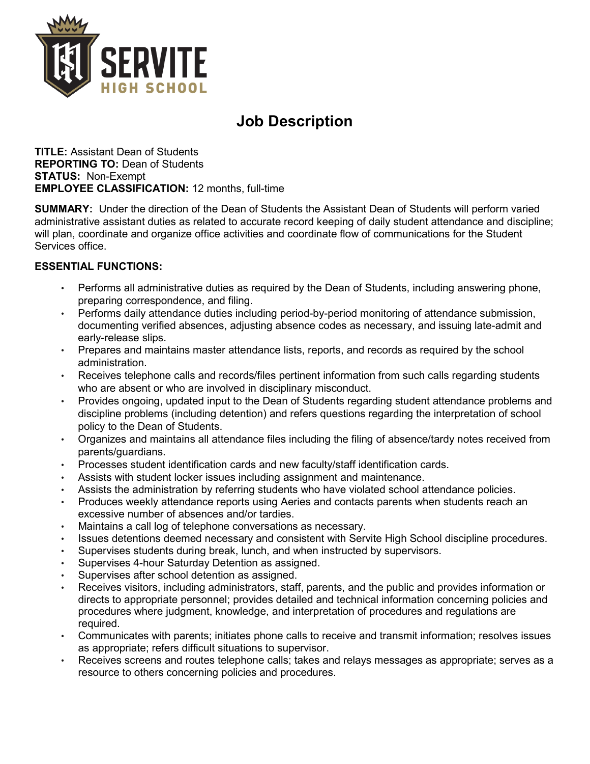SERVITE HIGH SCHOOL

# Job Description

**TITLE:** Assistant Dean of Students
**REPORTING TO:** Dean of Students
**STATUS:** Non-Exempt
**EMPLOYEE CLASSIFICATION:** 12 months, full-time

**SUMMARY:** Under the direction of the Dean of Students the Assistant Dean of Students will perform varied administrative assistant duties as related to accurate record keeping of daily student attendance and discipline; will plan, coordinate and organize office activities and coordinate flow of communications for the Student Services office.

**ESSENTIAL FUNCTIONS:**

- Performs all administrative duties as required by the Dean of Students, including answering phone, preparing correspondence, and filing.
- Performs daily attendance duties including period-by-period monitoring of attendance submission, documenting verified absences, adjusting absence codes as necessary, and issuing late-admit and early-release slips.
- Prepares and maintains master attendance lists, reports, and records as required by the school administration.
- Receives telephone calls and records/files pertinent information from such calls regarding students who are absent or who are involved in disciplinary misconduct.
- Provides ongoing, updated input to the Dean of Students regarding student attendance problems and discipline problems (including detention) and refers questions regarding the interpretation of school policy to the Dean of Students.
- Organizes and maintains all attendance files including the filing of absence/tardy notes received from parents/guardians.
- Processes student identification cards and new faculty/staff identification cards.
- Assists with student locker issues including assignment and maintenance.
- Assists the administration by referring students who have violated school attendance policies.
- Produces weekly attendance reports using Aeries and contacts parents when students reach an excessive number of absences and/or tardies.
- Maintains a call log of telephone conversations as necessary.
- Issues detentions deemed necessary and consistent with Servite High School discipline procedures.
- Supervises students during break, lunch, and when instructed by supervisors.
- Supervises 4-hour Saturday Detention as assigned.
- Supervises after school detention as assigned.
- Receives visitors, including administrators, staff, parents, and the public and provides information or directs to appropriate personnel; provides detailed and technical information concerning policies and procedures where judgment, knowledge, and interpretation of procedures and regulations are required.
- Communicates with parents; initiates phone calls to receive and transmit information; resolves issues as appropriate; refers difficult situations to supervisor.
- Receives screens and routes telephone calls; takes and relays messages as appropriate; serves as a resource to others concerning policies and procedures.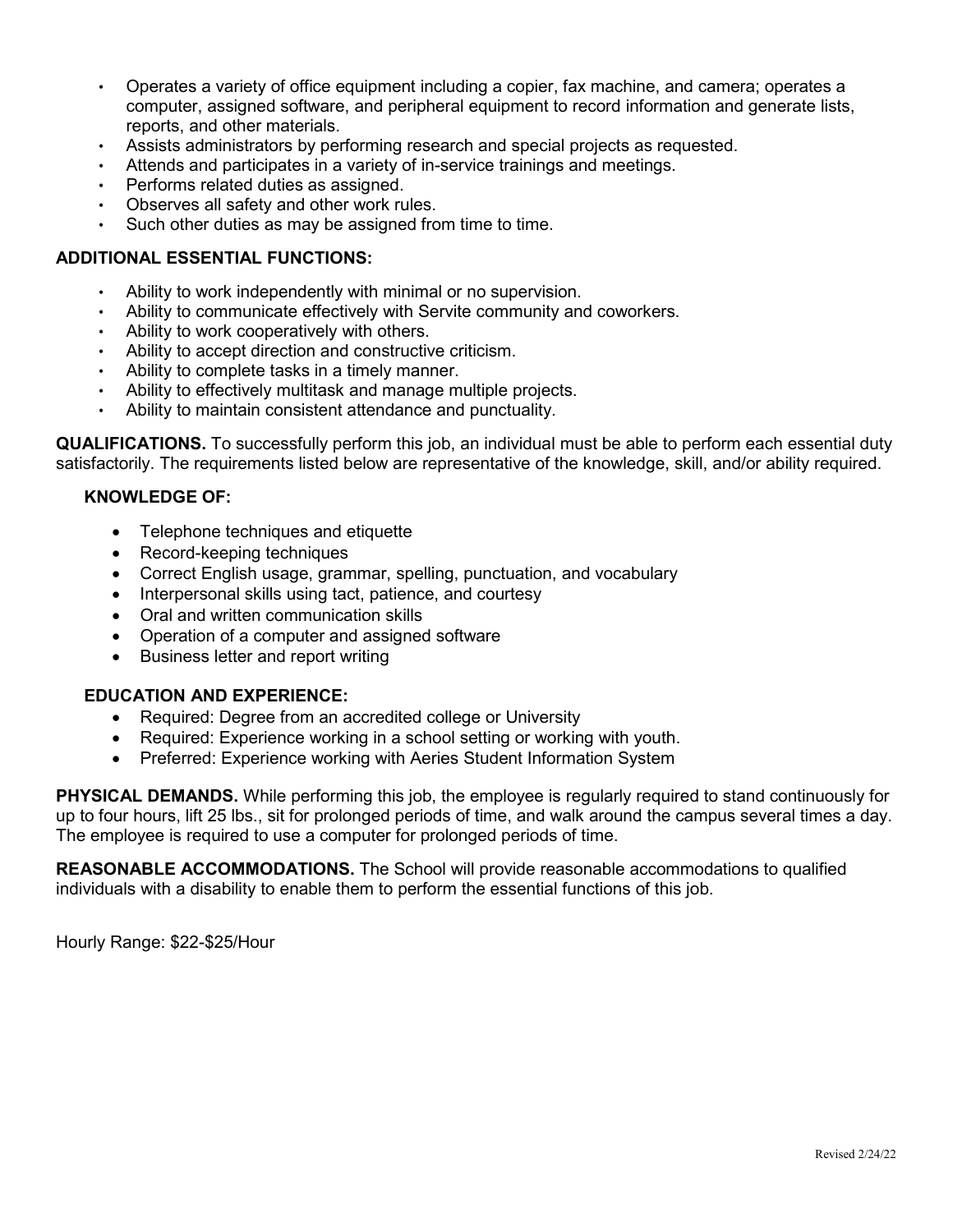- Operates a variety of office equipment including a copier, fax machine, and camera; operates a computer, assigned software, and peripheral equipment to record information and generate lists, reports, and other materials.
- Assists administrators by performing research and special projects as requested.
- Attends and participates in a variety of in-service trainings and meetings.
- Performs related duties as assigned.
- Observes all safety and other work rules.
- Such other duties as may be assigned from time to time.

**ADDITIONAL ESSENTIAL FUNCTIONS:**

- Ability to work independently with minimal or no supervision.
- Ability to communicate effectively with Servite community and coworkers.
- Ability to work cooperatively with others.
- Ability to accept direction and constructive criticism.
- Ability to complete tasks in a timely manner.
- Ability to effectively multitask and manage multiple projects.
- Ability to maintain consistent attendance and punctuality.

**QUALIFICATIONS.** To successfully perform this job, an individual must be able to perform each essential duty satisfactorily. The requirements listed below are representative of the knowledge, skill, and/or ability required.

**KNOWLEDGE OF:**

- Telephone techniques and etiquette
- Record-keeping techniques
- Correct English usage, grammar, spelling, punctuation, and vocabulary
- Interpersonal skills using tact, patience, and courtesy
- Oral and written communication skills
- Operation of a computer and assigned software
- Business letter and report writing

**EDUCATION AND EXPERIENCE:**

- Required: Degree from an accredited college or University
- Required: Experience working in a school setting or working with youth.
- Preferred: Experience working with Aeries Student Information System

**PHYSICAL DEMANDS.** While performing this job, the employee is regularly required to stand continuously for up to four hours, lift 25 lbs., sit for prolonged periods of time, and walk around the campus several times a day. The employee is required to use a computer for prolonged periods of time.

**REASONABLE ACCOMMODATIONS.** The School will provide reasonable accommodations to qualified individuals with a disability to enable them to perform the essential functions of this job.

Hourly Range: $22-$25/Hour

Revised 2/24/22